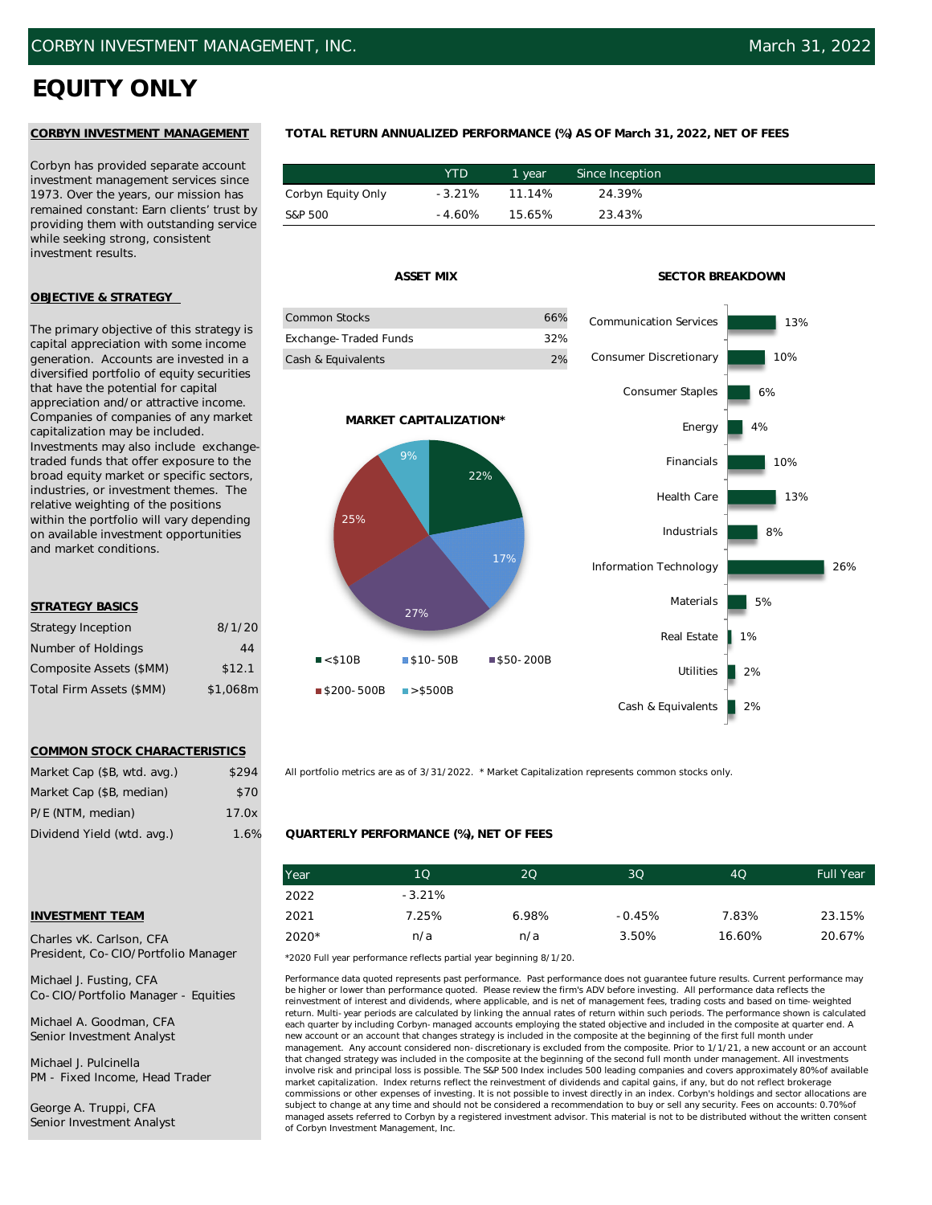CORBYN INVESTMENT MANAGEMENT, INC. — March 31, 2022

# EQUITY ONLY

## CORBYN INVESTMENT MANAGEMENT

Corbyn has provided separate account investment management services since 1973. Over the years, our mission has remained constant: Earn clients' trust by providing them with outstanding service while seeking strong, consistent investment results.

## OBJECTIVE & STRATEGY

The primary objective of this strategy is capital appreciation with some income generation. Accounts are invested in a diversified portfolio of equity securities that have the potential for capital appreciation and/or attractive income. Companies of companies of any market capitalization may be included. Investments may also include exchange-traded funds that offer exposure to the broad equity market or specific sectors, industries, or investment themes. The relative weighting of the positions within the portfolio will vary depending on available investment opportunities and market conditions.

## STRATEGY BASICS

| | |
|---|---|
| Strategy Inception | 8/1/20 |
| Number of Holdings | 44 |
| Composite Assets ($MM) | $12.1 |
| Total Firm Assets ($MM) | $1,068m |

## COMMON STOCK CHARACTERISTICS

| | |
|---|---|
| Market Cap ($B, wtd. avg.) | $294 |
| Market Cap ($B, median) | $70 |
| P/E (NTM, median) | 17.0x |
| Dividend Yield (wtd. avg.) | 1.6% |

## INVESTMENT TEAM

Charles vK. Carlson, CFA
President, Co-CIO/Portfolio Manager

Michael J. Fusting, CFA
Co-CIO/Portfolio Manager - Equities

Michael A. Goodman, CFA
Senior Investment Analyst

Michael J. Pulcinella
PM - Fixed Income, Head Trader

George A. Truppi, CFA
Senior Investment Analyst

## TOTAL RETURN ANNUALIZED PERFORMANCE (%) AS OF March 31, 2022, NET OF FEES

| | YTD | 1 year | Since Inception |
|---|---|---|---|
| Corbyn Equity Only | -3.21% | 11.14% | 24.39% |
| S&P 500 | -4.60% | 15.65% | 23.43% |

## ASSET MIX

| | |
|---|---|
| Common Stocks | 66% |
| Exchange-Traded Funds | 32% |
| Cash & Equivalents | 2% |

## MARKET CAPITALIZATION*

| Market Cap | % |
|---|---|
| <$10B | 22% |
| $10-50B | 17% |
| $50-200B | 27% |
| $200-500B | 25% |
| >$500B | 9% |

## SECTOR BREAKDOWN

| Sector | % |
|---|---|
| Communication Services | 13% |
| Consumer Discretionary | 10% |
| Consumer Staples | 6% |
| Energy | 4% |
| Financials | 10% |
| Health Care | 13% |
| Industrials | 8% |
| Information Technology | 26% |
| Materials | 5% |
| Real Estate | 1% |
| Utilities | 2% |
| Cash & Equivalents | 2% |

All portfolio metrics are as of 3/31/2022. * Market Capitalization represents common stocks only.

## QUARTERLY PERFORMANCE (%), NET OF FEES

| Year | 1Q | 2Q | 3Q | 4Q | Full Year |
|---|---|---|---|---|---|
| 2022 | -3.21% | | | | |
| 2021 | 7.25% | 6.98% | -0.45% | 7.83% | 23.15% |
| 2020* | n/a | n/a | 3.50% | 16.60% | 20.67% |

*2020 Full year performance reflects partial year beginning 8/1/20.

Performance data quoted represents past performance. Past performance does not guarantee future results. Current performance may be higher or lower than performance quoted. Please review the firm's ADV before investing. All performance data reflects the reinvestment of interest and dividends, where applicable, and is net of management fees, trading costs and based on time-weighted return. Multi-year periods are calculated by linking the annual rates of return within such periods. The performance shown is calculated each quarter by including Corbyn-managed accounts employing the stated objective and included in the composite at quarter end. A new account or an account that changes strategy is included in the composite at the beginning of the first full month under management. Any account considered non-discretionary is excluded from the composite. Prior to 1/1/21, a new account or an account that changed strategy was included in the composite at the beginning of the second full month under management. All investments involve risk and principal loss is possible. The S&P 500 Index includes 500 leading companies and covers approximately 80%of available market capitalization. Index returns reflect the reinvestment of dividends and capital gains, if any, but do not reflect brokerage commissions or other expenses of investing. It is not possible to invest directly in an index. Corbyn's holdings and sector allocations are subject to change at any time and should not be considered a recommendation to buy or sell any security. Fees on accounts: 0.70%of managed assets referred to Corbyn by a registered investment advisor. This material is not to be distributed without the written consent of Corbyn Investment Management, Inc.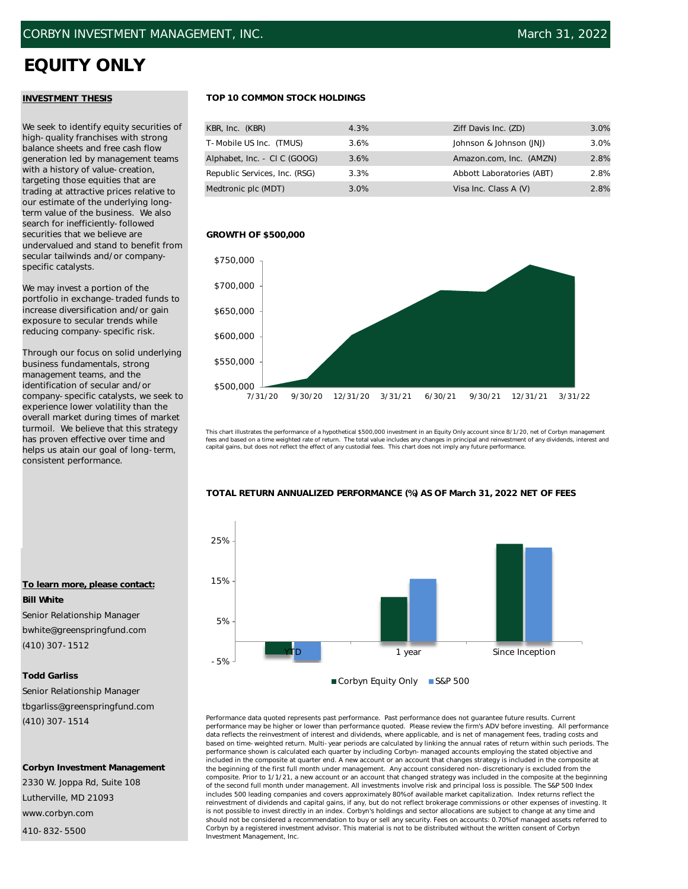CORBYN INVESTMENT MANAGEMENT, INC. March 31, 2022

# EQUITY ONLY

## INVESTMENT THESIS

We seek to identify equity securities of high-quality franchises with strong balance sheets and free cash flow generation led by management teams with a history of value-creation, targeting those equities that are trading at attractive prices relative to our estimate of the underlying long-term value of the business. We also search for inefficiently-followed securities that we believe are undervalued and stand to benefit from secular tailwinds and/or company-specific catalysts.

We may invest a portion of the portfolio in exchange-traded funds to increase diversification and/or gain exposure to secular trends while reducing company-specific risk.

Through our focus on solid underlying business fundamentals, strong management teams, and the identification of secular and/or company-specific catalysts, we seek to experience lower volatility than the overall market during times of market turmoil. We believe that this strategy has proven effective over time and helps us atain our goal of long-term, consistent performance.

## TOP 10 COMMON STOCK HOLDINGS

| | | | |
|---|---|---|---|
| KBR, Inc. (KBR) | 4.3% | Ziff Davis Inc. (ZD) | 3.0% |
| T-Mobile US Inc. (TMUS) | 3.6% | Johnson & Johnson (JNJ) | 3.0% |
| Alphabet, Inc. - Cl C (GOOG) | 3.6% | Amazon.com, Inc. (AMZN) | 2.8% |
| Republic Services, Inc. (RSG) | 3.3% | Abbott Laboratories (ABT) | 2.8% |
| Medtronic plc (MDT) | 3.0% | Visa Inc. Class A (V) | 2.8% |

## GROWTH OF $500,000

This chart illustrates the performance of a hypothetical $500,000 investment in an Equity Only account since 8/1/20, net of Corbyn management fees and based on a time weighted rate of return. The total value includes any changes in principal and reinvestment of any dividends, interest and capital gains, but does not reflect the effect of any custodial fees. This chart does not imply any future performance.

## TOTAL RETURN ANNUALIZED PERFORMANCE (%) AS OF March 31, 2022 NET OF FEES

Performance data quoted represents past performance. Past performance does not guarantee future results. Current performance may be higher or lower than performance quoted. Please review the firm's ADV before investing. All performance data reflects the reinvestment of interest and dividends, where applicable, and is net of management fees, trading costs and based on time-weighted return. Multi-year periods are calculated by linking the annual rates of return within such periods. The performance shown is calculated each quarter by including Corbyn-managed accounts employing the stated objective and included in the composite at quarter end. A new account or an account that changes strategy is included in the composite at the beginning of the first full month under management. Any account considered non-discretionary is excluded from the composite. Prior to 1/1/21, a new account or an account that changed strategy was included in the composite at the beginning of the second full month under management. All investments involve risk and principal loss is possible. The S&P 500 Index includes 500 leading companies and covers approximately 80% of available market capitalization. Index returns reflect the reinvestment of dividends and capital gains, if any, but do not reflect brokerage commissions or other expenses of investing. It is not possible to invest directly in an index. Corbyn's holdings and sector allocations are subject to change at any time and should not be considered a recommendation to buy or sell any security. Fees on accounts: 0.70% of managed assets referred to Corbyn by a registered investment advisor. This material is not to be distributed without the written consent of Corbyn Investment Management, Inc.

**To learn more, please contact:**

**Bill White**
Senior Relationship Manager
bwhite@greenspringfund.com
(410) 307-1512

**Todd Garliss**
Senior Relationship Manager
tbgarliss@greenspringfund.com
(410) 307-1514

**Corbyn Investment Management**
2330 W. Joppa Rd, Suite 108
Lutherville, MD 21093
www.corbyn.com
410-832-5500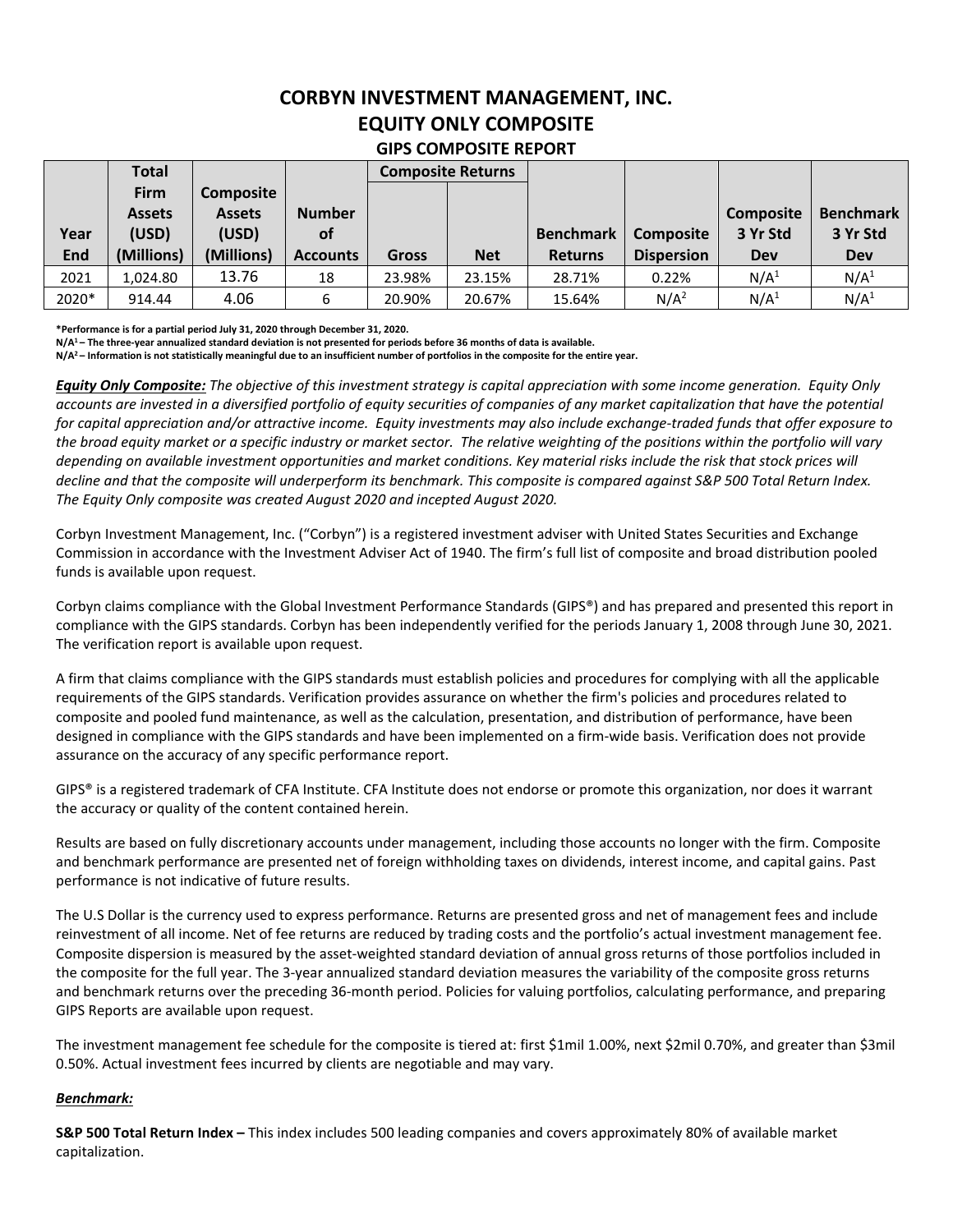# CORBYN INVESTMENT MANAGEMENT, INC.
# EQUITY ONLY COMPOSITE
### GIPS COMPOSITE REPORT

| Year End | Total Firm Assets (USD) (Millions) | Composite Assets (USD) (Millions) | Number of Accounts | Composite Returns | | Benchmark Returns | Composite Dispersion | Composite 3 Yr Std Dev | Benchmark 3 Yr Std Dev |
|---|---|---|---|---|---|---|---|---|---|
| | | | | Gross | Net | | | | |
| 2021 | 1,024.80 | 13.76 | 18 | 23.98% | 23.15% | 28.71% | 0.22% | N/A[1] | N/A[1] |
| 2020* | 914.44 | 4.06 | 6 | 20.90% | 20.67% | 15.64% | N/A[2] | N/A[1] | N/A[1] |

**\*Performance is for a partial period July 31, 2020 through December 31, 2020.**

**N/A[1] – The three-year annualized standard deviation is not presented for periods before 36 months of data is available.**

**N/A[2] – Information is not statistically meaningful due to an insufficient number of portfolios in the composite for the entire year.**

***Equity Only Composite:*** *The objective of this investment strategy is capital appreciation with some income generation. Equity Only accounts are invested in a diversified portfolio of equity securities of companies of any market capitalization that have the potential for capital appreciation and/or attractive income. Equity investments may also include exchange-traded funds that offer exposure to the broad equity market or a specific industry or market sector. The relative weighting of the positions within the portfolio will vary depending on available investment opportunities and market conditions. Key material risks include the risk that stock prices will decline and that the composite will underperform its benchmark. This composite is compared against S&P 500 Total Return Index. The Equity Only composite was created August 2020 and incepted August 2020.*

Corbyn Investment Management, Inc. ("Corbyn") is a registered investment adviser with United States Securities and Exchange Commission in accordance with the Investment Adviser Act of 1940. The firm's full list of composite and broad distribution pooled funds is available upon request.

Corbyn claims compliance with the Global Investment Performance Standards (GIPS®) and has prepared and presented this report in compliance with the GIPS standards. Corbyn has been independently verified for the periods January 1, 2008 through June 30, 2021. The verification report is available upon request.

A firm that claims compliance with the GIPS standards must establish policies and procedures for complying with all the applicable requirements of the GIPS standards. Verification provides assurance on whether the firm's policies and procedures related to composite and pooled fund maintenance, as well as the calculation, presentation, and distribution of performance, have been designed in compliance with the GIPS standards and have been implemented on a firm-wide basis. Verification does not provide assurance on the accuracy of any specific performance report.

GIPS® is a registered trademark of CFA Institute. CFA Institute does not endorse or promote this organization, nor does it warrant the accuracy or quality of the content contained herein.

Results are based on fully discretionary accounts under management, including those accounts no longer with the firm. Composite and benchmark performance are presented net of foreign withholding taxes on dividends, interest income, and capital gains. Past performance is not indicative of future results.

The U.S Dollar is the currency used to express performance. Returns are presented gross and net of management fees and include reinvestment of all income. Net of fee returns are reduced by trading costs and the portfolio's actual investment management fee. Composite dispersion is measured by the asset-weighted standard deviation of annual gross returns of those portfolios included in the composite for the full year. The 3-year annualized standard deviation measures the variability of the composite gross returns and benchmark returns over the preceding 36-month period. Policies for valuing portfolios, calculating performance, and preparing GIPS Reports are available upon request.

The investment management fee schedule for the composite is tiered at: first $1mil 1.00%, next $2mil 0.70%, and greater than $3mil 0.50%. Actual investment fees incurred by clients are negotiable and may vary.

***Benchmark:***

**S&P 500 Total Return Index –** This index includes 500 leading companies and covers approximately 80% of available market capitalization.